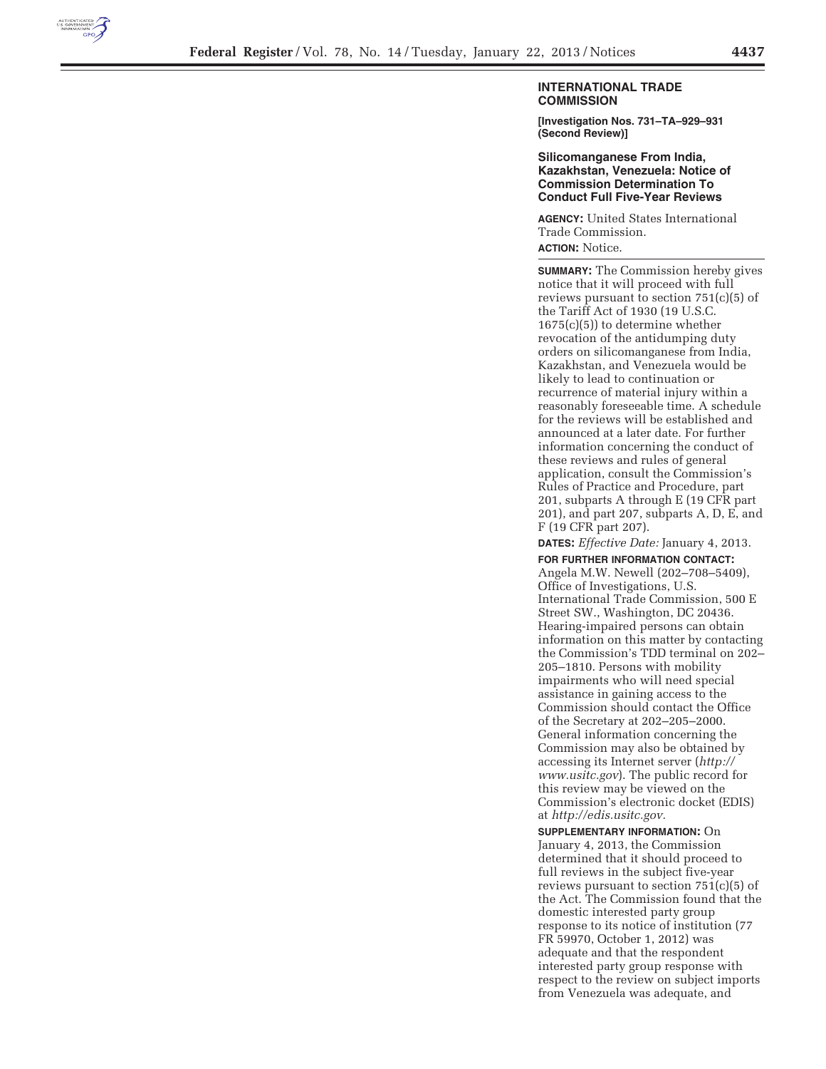## INTERNATIONAL TRADE COMMISSION

**[Investigation Nos. 731–TA–929–931 (Second Review)]**

### Silicomanganese From India, Kazakhstan, Venezuela: Notice of Commission Determination To Conduct Full Five-Year Reviews

**AGENCY:** United States International Trade Commission.

**ACTION:** Notice.

**SUMMARY:** The Commission hereby gives notice that it will proceed with full reviews pursuant to section 751(c)(5) of the Tariff Act of 1930 (19 U.S.C. 1675(c)(5)) to determine whether revocation of the antidumping duty orders on silicomanganese from India, Kazakhstan, and Venezuela would be likely to lead to continuation or recurrence of material injury within a reasonably foreseeable time. A schedule for the reviews will be established and announced at a later date. For further information concerning the conduct of these reviews and rules of general application, consult the Commission's Rules of Practice and Procedure, part 201, subparts A through E (19 CFR part 201), and part 207, subparts A, D, E, and F (19 CFR part 207).

**DATES:** *Effective Date:* January 4, 2013.

**FOR FURTHER INFORMATION CONTACT:** Angela M.W. Newell (202–708–5409), Office of Investigations, U.S. International Trade Commission, 500 E Street SW., Washington, DC 20436. Hearing-impaired persons can obtain information on this matter by contacting the Commission's TDD terminal on 202–205–1810. Persons with mobility impairments who will need special assistance in gaining access to the Commission should contact the Office of the Secretary at 202–205–2000. General information concerning the Commission may also be obtained by accessing its Internet server (*http://www.usitc.gov*). The public record for this review may be viewed on the Commission's electronic docket (EDIS) at *http://edis.usitc.gov.*

**SUPPLEMENTARY INFORMATION:** On January 4, 2013, the Commission determined that it should proceed to full reviews in the subject five-year reviews pursuant to section 751(c)(5) of the Act. The Commission found that the domestic interested party group response to its notice of institution (77 FR 59970, October 1, 2012) was adequate and that the respondent interested party group response with respect to the review on subject imports from Venezuela was adequate, and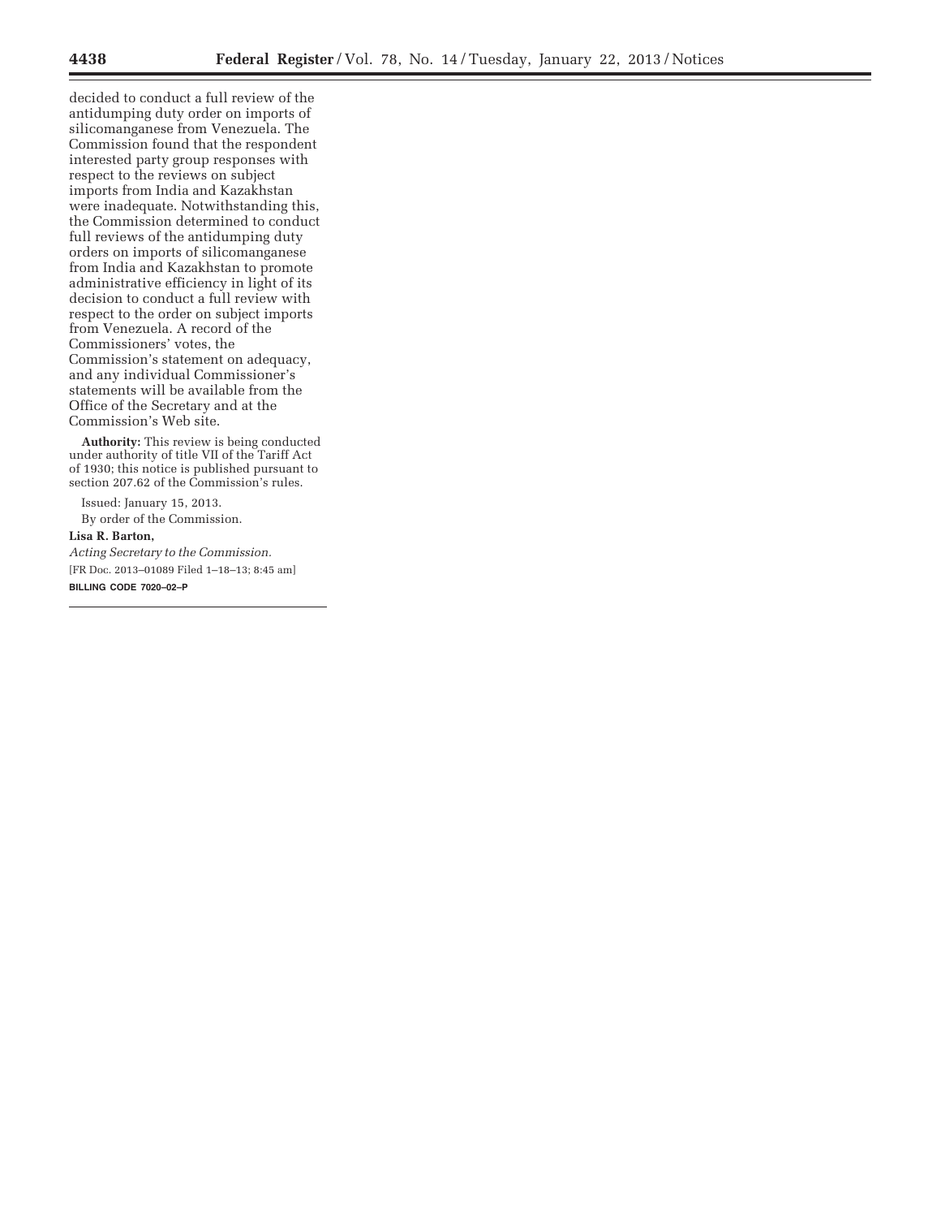decided to conduct a full review of the antidumping duty order on imports of silicomanganese from Venezuela. The Commission found that the respondent interested party group responses with respect to the reviews on subject imports from India and Kazakhstan were inadequate. Notwithstanding this, the Commission determined to conduct full reviews of the antidumping duty orders on imports of silicomanganese from India and Kazakhstan to promote administrative efficiency in light of its decision to conduct a full review with respect to the order on subject imports from Venezuela. A record of the Commissioners' votes, the Commission's statement on adequacy, and any individual Commissioner's statements will be available from the Office of the Secretary and at the Commission's Web site.

**Authority:** This review is being conducted under authority of title VII of the Tariff Act of 1930; this notice is published pursuant to section 207.62 of the Commission's rules.

Issued: January 15, 2013.

By order of the Commission.

**Lisa R. Barton,**

*Acting Secretary to the Commission.*

[FR Doc. 2013–01089 Filed 1–18–13; 8:45 am]

**BILLING CODE 7020–02–P**